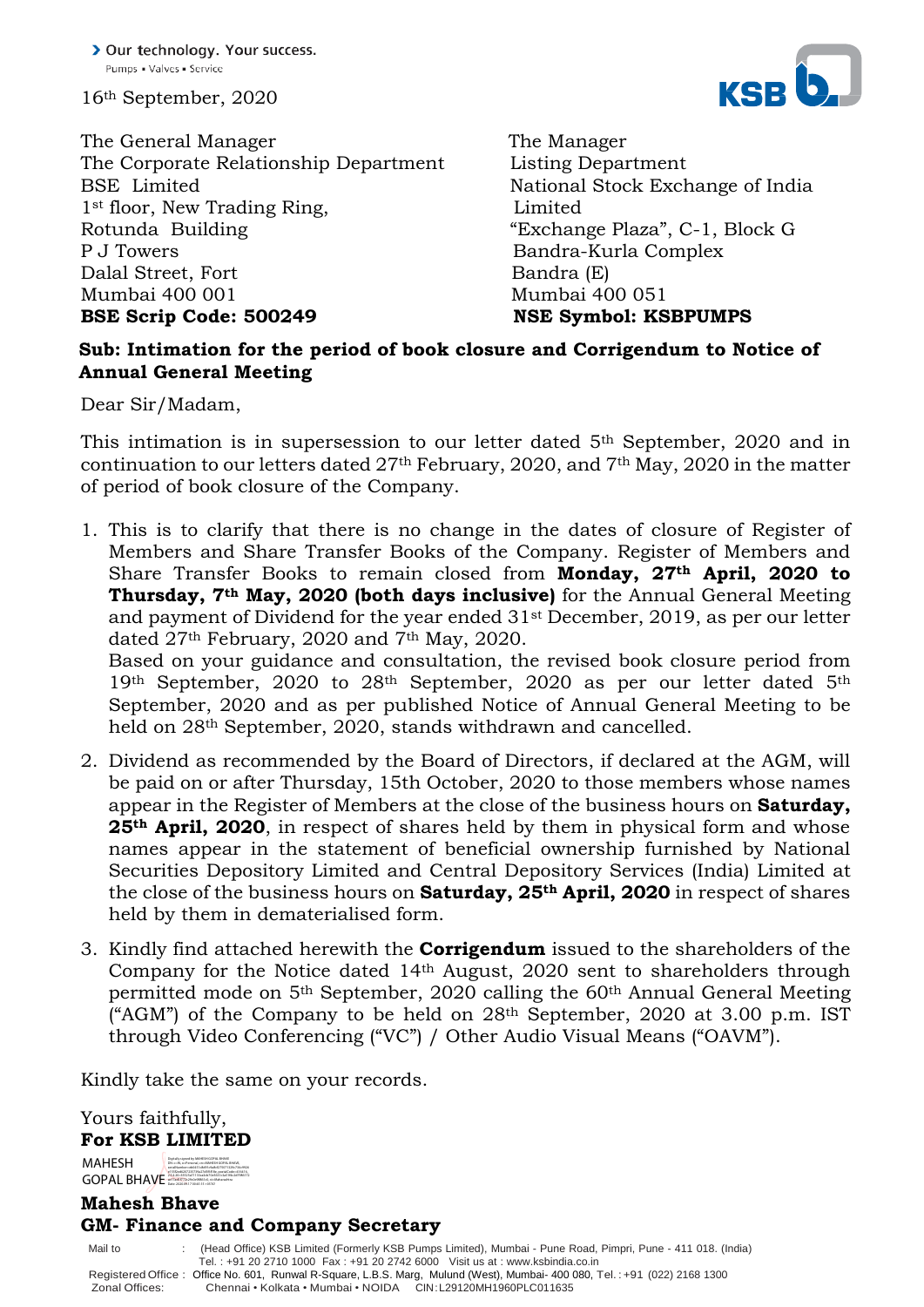> Our technology. Your success.
Pumps • Valves • Service

16th September, 2020

The General Manager
The Corporate Relationship Department
BSE Limited
1st floor, New Trading Ring,
Rotunda Building
P J Towers
Dalal Street, Fort
Mumbai 400 001
**BSE Scrip Code: 500249**

The Manager
Listing Department
National Stock Exchange of India Limited
"Exchange Plaza", C-1, Block G
Bandra-Kurla Complex
Bandra (E)
Mumbai 400 051
**NSE Symbol: KSBPUMPS**

**Sub: Intimation for the period of book closure and Corrigendum to Notice of Annual General Meeting**

Dear Sir/Madam,

This intimation is in supersession to our letter dated 5th September, 2020 and in continuation to our letters dated 27th February, 2020, and 7th May, 2020 in the matter of period of book closure of the Company.

1. This is to clarify that there is no change in the dates of closure of Register of Members and Share Transfer Books of the Company. Register of Members and Share Transfer Books to remain closed from **Monday, 27th April, 2020 to Thursday, 7th May, 2020 (both days inclusive)** for the Annual General Meeting and payment of Dividend for the year ended 31st December, 2019, as per our letter dated 27th February, 2020 and 7th May, 2020.
   Based on your guidance and consultation, the revised book closure period from 19th September, 2020 to 28th September, 2020 as per our letter dated 5th September, 2020 and as per published Notice of Annual General Meeting to be held on 28th September, 2020, stands withdrawn and cancelled.

2. Dividend as recommended by the Board of Directors, if declared at the AGM, will be paid on or after Thursday, 15th October, 2020 to those members whose names appear in the Register of Members at the close of the business hours on **Saturday, 25th April, 2020**, in respect of shares held by them in physical form and whose names appear in the statement of beneficial ownership furnished by National Securities Depository Limited and Central Depository Services (India) Limited at the close of the business hours on **Saturday, 25th April, 2020** in respect of shares held by them in dematerialised form.

3. Kindly find attached herewith the **Corrigendum** issued to the shareholders of the Company for the Notice dated 14th August, 2020 sent to shareholders through permitted mode on 5th September, 2020 calling the 60th Annual General Meeting ("AGM") of the Company to be held on 28th September, 2020 at 3.00 p.m. IST through Video Conferencing ("VC") / Other Audio Visual Means ("OAVM").

Kindly take the same on your records.

Yours faithfully,
**For KSB LIMITED**

MAHESH GOPAL BHAVE

**Mahesh Bhave**
**GM- Finance and Company Secretary**

Mail to : (Head Office) KSB Limited (Formerly KSB Pumps Limited), Mumbai - Pune Road, Pimpri, Pune - 411 018. (India)
Tel. : +91 20 2710 1000 Fax : +91 20 2742 6000 Visit us at : www.ksbindia.co.in
Registered Office : Office No. 601, Runwal R-Square, L.B.S. Marg, Mulund (West), Mumbai- 400 080, Tel. : +91 (022) 2168 1300
Zonal Offices: Chennai • Kolkata • Mumbai • NOIDA CIN:L29120MH1960PLC011635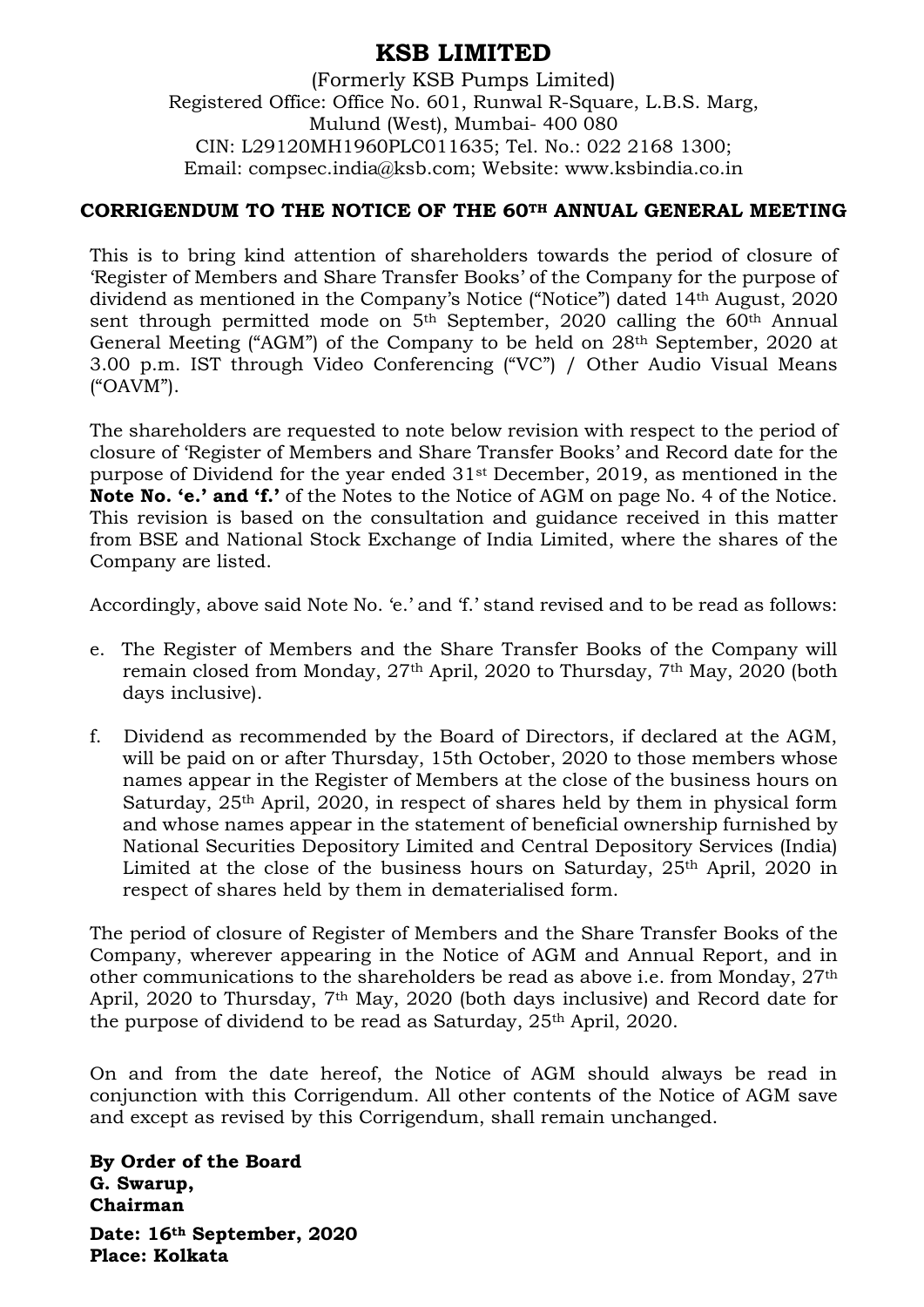# KSB LIMITED

(Formerly KSB Pumps Limited)
Registered Office: Office No. 601, Runwal R-Square, L.B.S. Marg, Mulund (West), Mumbai- 400 080
CIN: L29120MH1960PLC011635; Tel. No.: 022 2168 1300;
Email: compsec.india@ksb.com; Website: www.ksbindia.co.in

## CORRIGENDUM TO THE NOTICE OF THE 60TH ANNUAL GENERAL MEETING

This is to bring kind attention of shareholders towards the period of closure of 'Register of Members and Share Transfer Books' of the Company for the purpose of dividend as mentioned in the Company's Notice ("Notice") dated 14th August, 2020 sent through permitted mode on 5th September, 2020 calling the 60th Annual General Meeting ("AGM") of the Company to be held on 28th September, 2020 at 3.00 p.m. IST through Video Conferencing ("VC") / Other Audio Visual Means ("OAVM").

The shareholders are requested to note below revision with respect to the period of closure of 'Register of Members and Share Transfer Books' and Record date for the purpose of Dividend for the year ended 31st December, 2019, as mentioned in the **Note No. 'e.' and 'f.'** of the Notes to the Notice of AGM on page No. 4 of the Notice. This revision is based on the consultation and guidance received in this matter from BSE and National Stock Exchange of India Limited, where the shares of the Company are listed.

Accordingly, above said Note No. 'e.' and 'f.' stand revised and to be read as follows:

e. The Register of Members and the Share Transfer Books of the Company will remain closed from Monday, 27th April, 2020 to Thursday, 7th May, 2020 (both days inclusive).

f. Dividend as recommended by the Board of Directors, if declared at the AGM, will be paid on or after Thursday, 15th October, 2020 to those members whose names appear in the Register of Members at the close of the business hours on Saturday, 25th April, 2020, in respect of shares held by them in physical form and whose names appear in the statement of beneficial ownership furnished by National Securities Depository Limited and Central Depository Services (India) Limited at the close of the business hours on Saturday, 25th April, 2020 in respect of shares held by them in dematerialised form.

The period of closure of Register of Members and the Share Transfer Books of the Company, wherever appearing in the Notice of AGM and Annual Report, and in other communications to the shareholders be read as above i.e. from Monday, 27th April, 2020 to Thursday, 7th May, 2020 (both days inclusive) and Record date for the purpose of dividend to be read as Saturday, 25th April, 2020.

On and from the date hereof, the Notice of AGM should always be read in conjunction with this Corrigendum. All other contents of the Notice of AGM save and except as revised by this Corrigendum, shall remain unchanged.

**By Order of the Board**
**G. Swarup,**
**Chairman**

**Date: 16th September, 2020**
**Place: Kolkata**